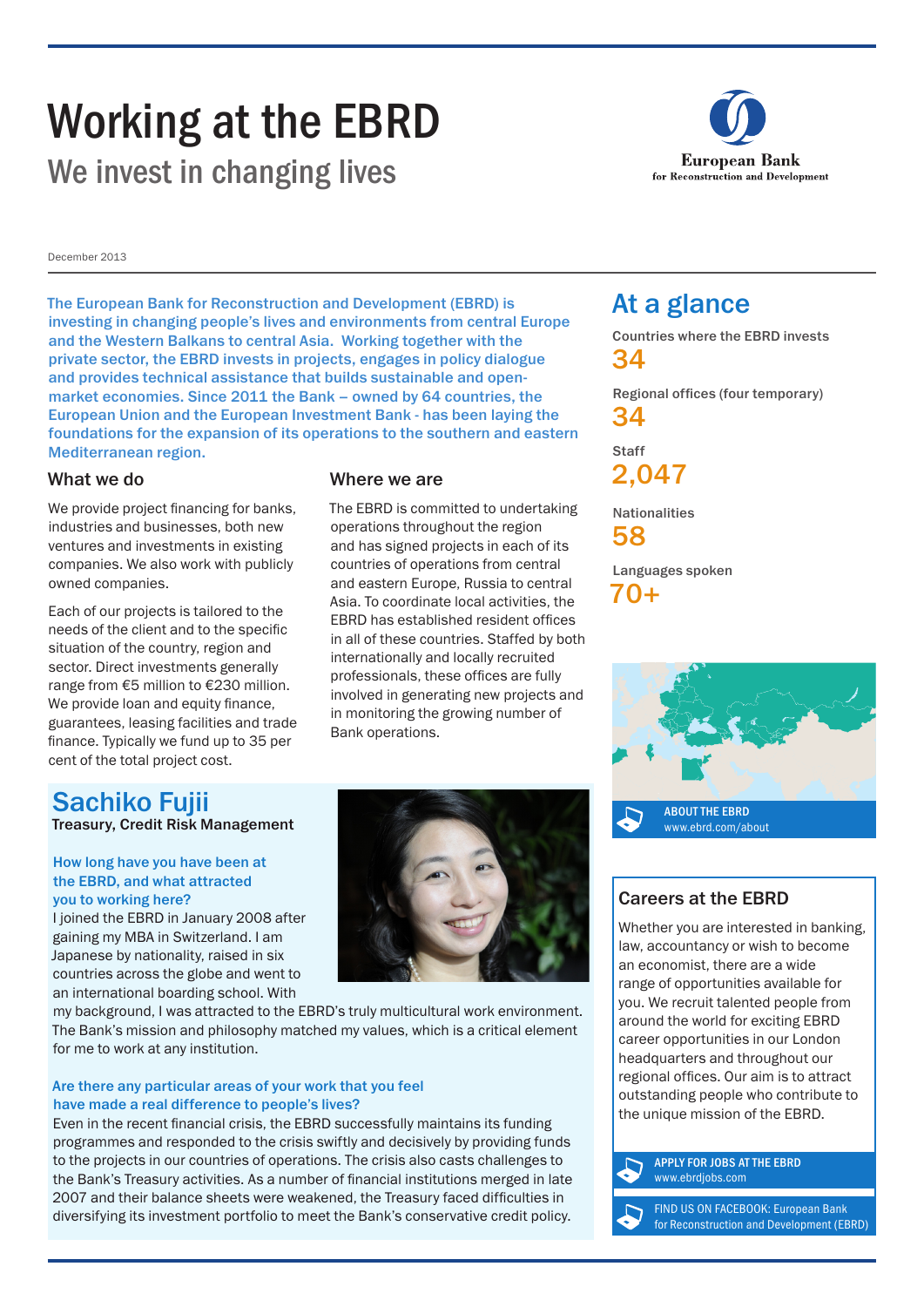# Working at the EBRD

## We invest in changing lives

European Bank for Reconstruction and Development

December 2013

The European Bank for Reconstruction and Development (EBRD) is investing in changing people's lives and environments from central Europe and the Western Balkans to central Asia. Working together with the private sector, the EBRD invests in projects, engages in policy dialogue and provides technical assistance that builds sustainable and open-market economies. Since 2011 the Bank – owned by 64 countries, the European Union and the European Investment Bank - has been laying the foundations for the expansion of its operations to the southern and eastern Mediterranean region.

### What we do

We provide project financing for banks, industries and businesses, both new ventures and investments in existing companies. We also work with publicly owned companies.

Each of our projects is tailored to the needs of the client and to the specific situation of the country, region and sector. Direct investments generally range from €5 million to €230 million. We provide loan and equity finance, guarantees, leasing facilities and trade finance. Typically we fund up to 35 per cent of the total project cost.

### Where we are

The EBRD is committed to undertaking operations throughout the region and has signed projects in each of its countries of operations from central and eastern Europe, Russia to central Asia. To coordinate local activities, the EBRD has established resident offices in all of these countries. Staffed by both internationally and locally recruited professionals, these offices are fully involved in generating new projects and in monitoring the growing number of Bank operations.

## Sachiko Fujii

**Treasury, Credit Risk Management**

**How long have you have been at the EBRD, and what attracted you to working here?**

I joined the EBRD in January 2008 after gaining my MBA in Switzerland. I am Japanese by nationality, raised in six countries across the globe and went to an international boarding school. With my background, I was attracted to the EBRD's truly multicultural work environment. The Bank's mission and philosophy matched my values, which is a critical element for me to work at any institution.

**Are there any particular areas of your work that you feel have made a real difference to people's lives?**

Even in the recent financial crisis, the EBRD successfully maintains its funding programmes and responded to the crisis swiftly and decisively by providing funds to the projects in our countries of operations. The crisis also casts challenges to the Bank's Treasury activities. As a number of financial institutions merged in late 2007 and their balance sheets were weakened, the Treasury faced difficulties in diversifying its investment portfolio to meet the Bank's conservative credit policy.

## At a glance

Countries where the EBRD invests
**34**

Regional offices (four temporary)
**34**

Staff
**2,047**

Nationalities
**58**

Languages spoken
**70+**

ABOUT THE EBRD
www.ebrd.com/about

### Careers at the EBRD

Whether you are interested in banking, law, accountancy or wish to become an economist, there are a wide range of opportunities available for you. We recruit talented people from around the world for exciting EBRD career opportunities in our London headquarters and throughout our regional offices. Our aim is to attract outstanding people who contribute to the unique mission of the EBRD.

APPLY FOR JOBS AT THE EBRD
www.ebrdjobs.com

FIND US ON FACEBOOK: European Bank for Reconstruction and Development (EBRD)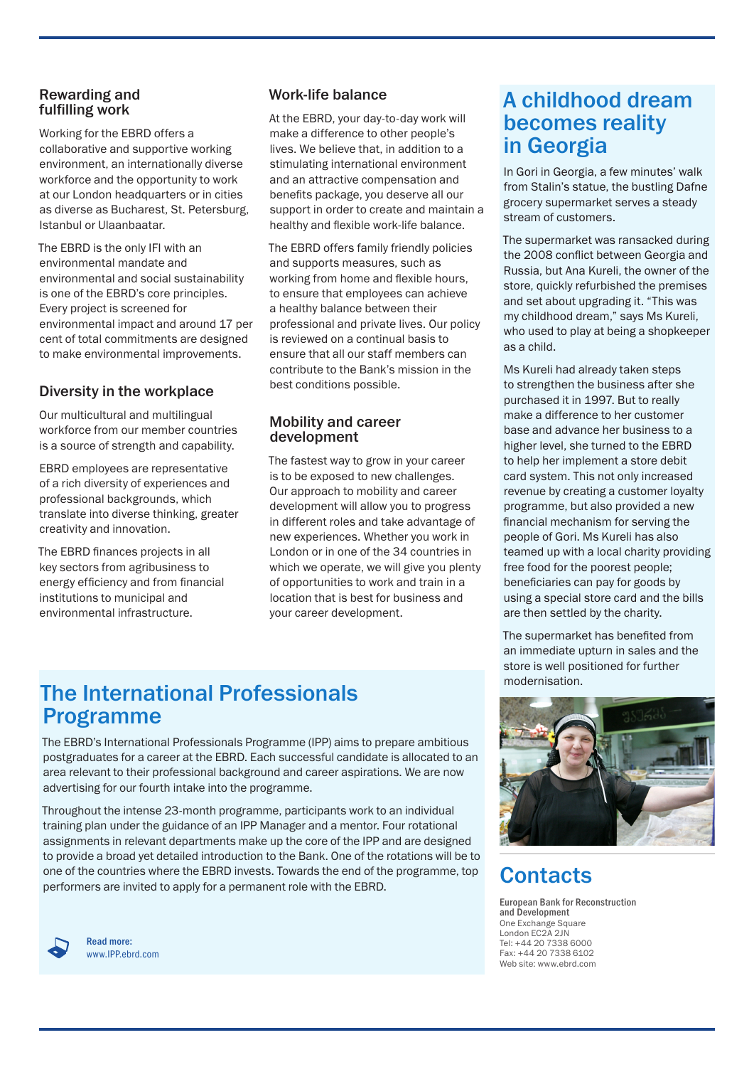### Rewarding and fulfilling work

Working for the EBRD offers a collaborative and supportive working environment, an internationally diverse workforce and the opportunity to work at our London headquarters or in cities as diverse as Bucharest, St. Petersburg, Istanbul or Ulaanbaatar.

The EBRD is the only IFI with an environmental mandate and environmental and social sustainability is one of the EBRD's core principles. Every project is screened for environmental impact and around 17 per cent of total commitments are designed to make environmental improvements.

### Diversity in the workplace

Our multicultural and multilingual workforce from our member countries is a source of strength and capability.

EBRD employees are representative of a rich diversity of experiences and professional backgrounds, which translate into diverse thinking, greater creativity and innovation.

The EBRD finances projects in all key sectors from agribusiness to energy efficiency and from financial institutions to municipal and environmental infrastructure.

### Work-life balance

At the EBRD, your day-to-day work will make a difference to other people's lives. We believe that, in addition to a stimulating international environment and an attractive compensation and benefits package, you deserve all our support in order to create and maintain a healthy and flexible work-life balance.

The EBRD offers family friendly policies and supports measures, such as working from home and flexible hours, to ensure that employees can achieve a healthy balance between their professional and private lives. Our policy is reviewed on a continual basis to ensure that all our staff members can contribute to the Bank's mission in the best conditions possible.

### Mobility and career development

The fastest way to grow in your career is to be exposed to new challenges. Our approach to mobility and career development will allow you to progress in different roles and take advantage of new experiences. Whether you work in London or in one of the 34 countries in which we operate, we will give you plenty of opportunities to work and train in a location that is best for business and your career development.

## The International Professionals Programme

The EBRD's International Professionals Programme (IPP) aims to prepare ambitious postgraduates for a career at the EBRD. Each successful candidate is allocated to an area relevant to their professional background and career aspirations. We are now advertising for our fourth intake into the programme.

Throughout the intense 23-month programme, participants work to an individual training plan under the guidance of an IPP Manager and a mentor. Four rotational assignments in relevant departments make up the core of the IPP and are designed to provide a broad yet detailed introduction to the Bank. One of the rotations will be to one of the countries where the EBRD invests. Towards the end of the programme, top performers are invited to apply for a permanent role with the EBRD.

**Read more:**
www.IPP.ebrd.com

## A childhood dream becomes reality in Georgia

In Gori in Georgia, a few minutes' walk from Stalin's statue, the bustling Dafne grocery supermarket serves a steady stream of customers.

The supermarket was ransacked during the 2008 conflict between Georgia and Russia, but Ana Kureli, the owner of the store, quickly refurbished the premises and set about upgrading it. "This was my childhood dream," says Ms Kureli, who used to play at being a shopkeeper as a child.

Ms Kureli had already taken steps to strengthen the business after she purchased it in 1997. But to really make a difference to her customer base and advance her business to a higher level, she turned to the EBRD to help her implement a store debit card system. This not only increased revenue by creating a customer loyalty programme, but also provided a new financial mechanism for serving the people of Gori. Ms Kureli has also teamed up with a local charity providing free food for the poorest people; beneficiaries can pay for goods by using a special store card and the bills are then settled by the charity.

The supermarket has benefited from an immediate upturn in sales and the store is well positioned for further modernisation.

## Contacts

**European Bank for Reconstruction and Development**
One Exchange Square
London EC2A 2JN
Tel: +44 20 7338 6000
Fax: +44 20 7338 6102
Web site: www.ebrd.com